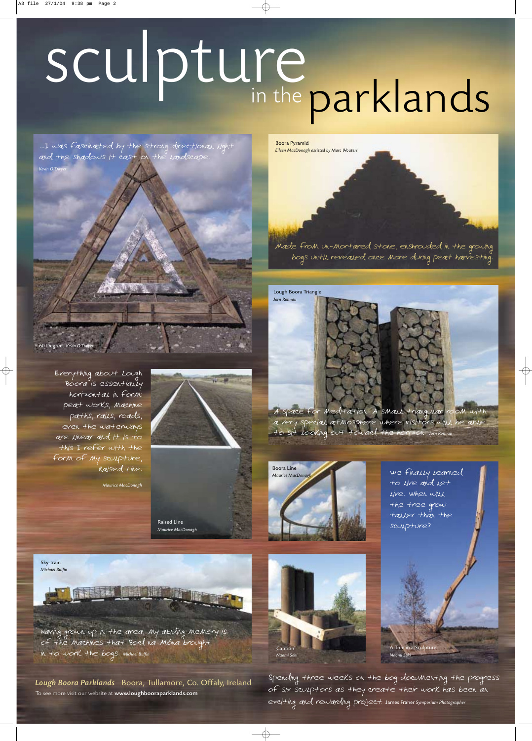# sculpture in the parklands

...I was fascinated by the strong directional light and the shadows it cast on the landscape.

*Kevin O'Dwyer*

60 Degrees *Kevin O'Dwyer*

Boora Pyramid
*Eileen MacDonagh assisted by Marc Wouters*

Made from un-mortared stone, enshrouded in the growing bogs until revealed once more during peat harvesting.

Everything about Lough Boora is essentially horizontal in form: peat works, machine paths, rails, roads, even the waterways are linear and it is to this I refer with the form of my sculpture, Raised Line.

*Maurice MacDonagh*

Raised Line
*Maurice MacDonagh*

Lough Boora Triangle
*Jorn Ronnau*

A space for meditation. A small triangular room with a very special atmosphere where visitors will be able to sit looking out toward the horizon. *Jorn Ronnau*

Boora Line
*Maurice MacDonagh*

We finally learned to live and let live. When will the tree grow taller than the sculpture?

Sky-train
*Michael Bulfin*

Having grown up in the area, my abiding memory is of the machines that Bord na Móna brought in to work the bogs. *Michael Bulfin*

Caption
*Naomi Seki*

A Tree in a Sculpture
*Naomi Seki*

***Lough Boora Parklands*** Boora, Tullamore, Co. Offaly, Ireland
To see more visit our website at **www.loughbooraparklands.com**

Spending three weeks on the bog documenting the progress of six sculptors as they create their work has been an exciting and rewarding project. James Fraher *Symposium Photographer*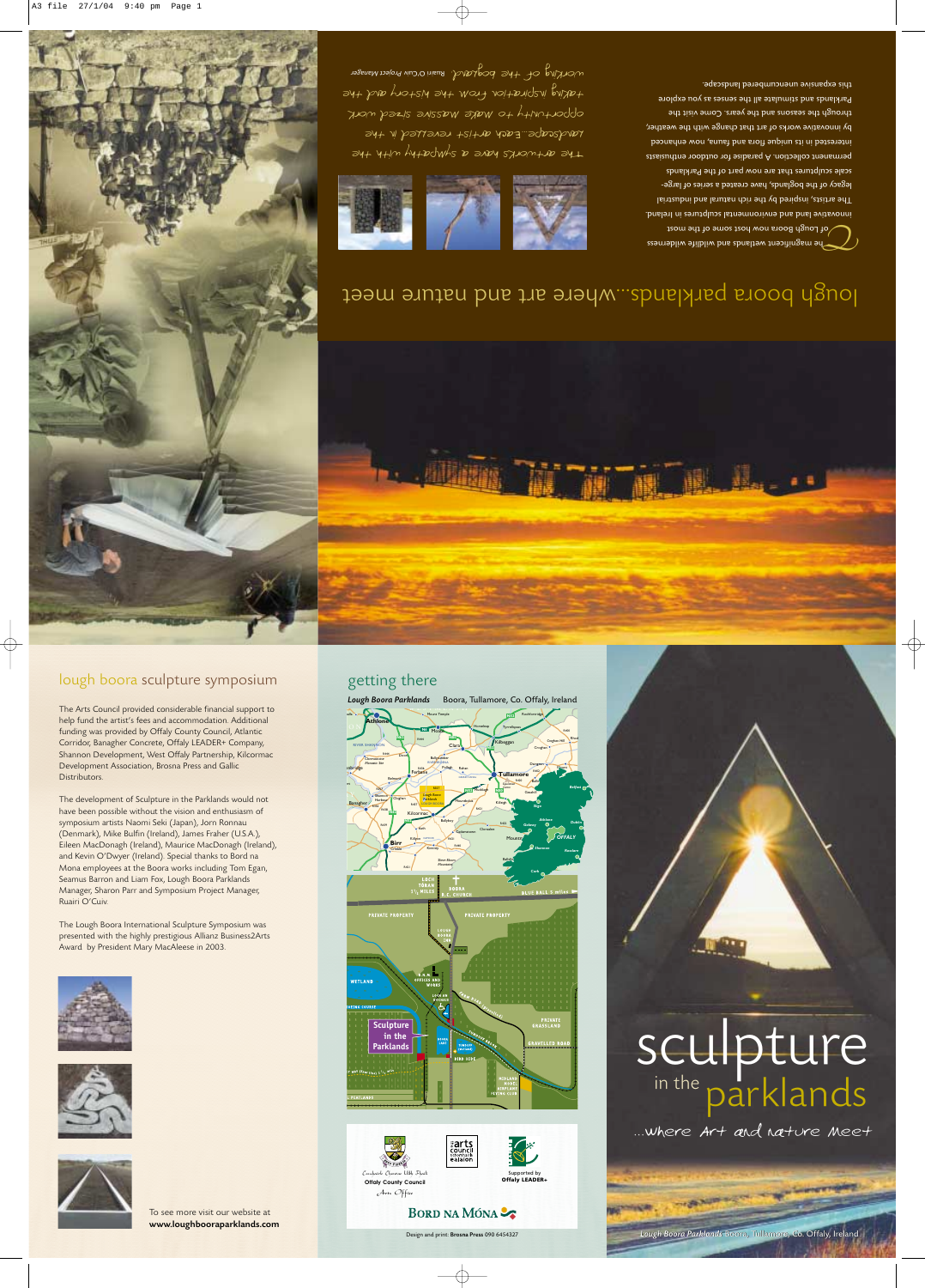# lough boora parklands...where art and nature meet

The magnificent wetlands and wildlife wilderness of Lough Boora now host some of the most innovative land and environmental sculptures in Ireland. The artists, inspired by the rich natural and industrial legacy of the boglands, have created a series of large-scale sculptures that are now part of the Parklands permanent collection. A paradise for outdoor enthusiasts interested in its unique flora and fauna, now enhanced by innovative works of art that change with the weather, through the seasons and the years. Come visit the Parklands and stimulate all the senses as you explore this expansive unencumbered landscape.

*The artworks have a sympathy with the landscape...Each artist revelled in the opportunity to make massive sized work taking inspiration from the history and the working of the bogland.* Ruairi O'Cuiv Project Manager

## lough boora sculpture symposium

The Arts Council provided considerable financial support to help fund the artist's fees and accommodation. Additional funding was provided by Offaly County Council, Atlantic Corridor, Banagher Concrete, Offaly LEADER+ Company, Shannon Development, West Offaly Partnership, Kilcormac Development Association, Brosna Press and Gallic Distributors.

The development of Sculpture in the Parklands would not have been possible without the vision and enthusiasm of symposium artists Naomi Seki (Japan), Jorn Ronnau (Denmark), Mike Bulfin (Ireland), James Fraher (U.S.A.), Eileen MacDonagh (Ireland), Maurice MacDonagh (Ireland), and Kevin O'Dwyer (Ireland). Special thanks to Bord na Mona employees at the Boora works including Tom Egan, Seamus Barron and Liam Fox, Lough Boora Parklands Manager, Sharon Parr and Symposium Project Manager, Ruairi O'Cuiv.

The Lough Boora International Sculpture Symposium was presented with the highly prestigious Allianz Business2Arts Award by President Mary MacAleese in 2003.

To see more visit our website at **www.loughbooraparklands.com**

## getting there

*Lough Boora Parklands* Boora, Tullamore, Co. Offaly, Ireland

Athlone
Moate
Clara
Kilbeggan
Tullamore
Ferbane
Banagher
Kilcormac
Birr
Lough Boora Parklands
OFFALY

LOCH TOBAN 1½ MILES
BOORA R.C. CHURCH
BLUE BALL 5 miles
PRIVATE PROPERTY
PRIVATE PROPERTY
WETLAND
Sculpture in the Parklands
PRIVATE GRASSLAND
GRAVELLED ROAD
BIRD HIDE
MIDLAND MODEL AIRPLANE FLYING CLUB

Comhairle Chontae Uíbh Fhailí
Offaly County Council
Arts Office

arts council
schomhairle
ealaíon

Supported by Offaly LEADER+

BORD NA MÓNA

Design and print: **Brosna Press** 090 6454327

# sculpture
## in the parklands

*...where Art and nature Meet*

*Lough Boora Parklands* Boora, Tullamore, Co. Offaly, Ireland